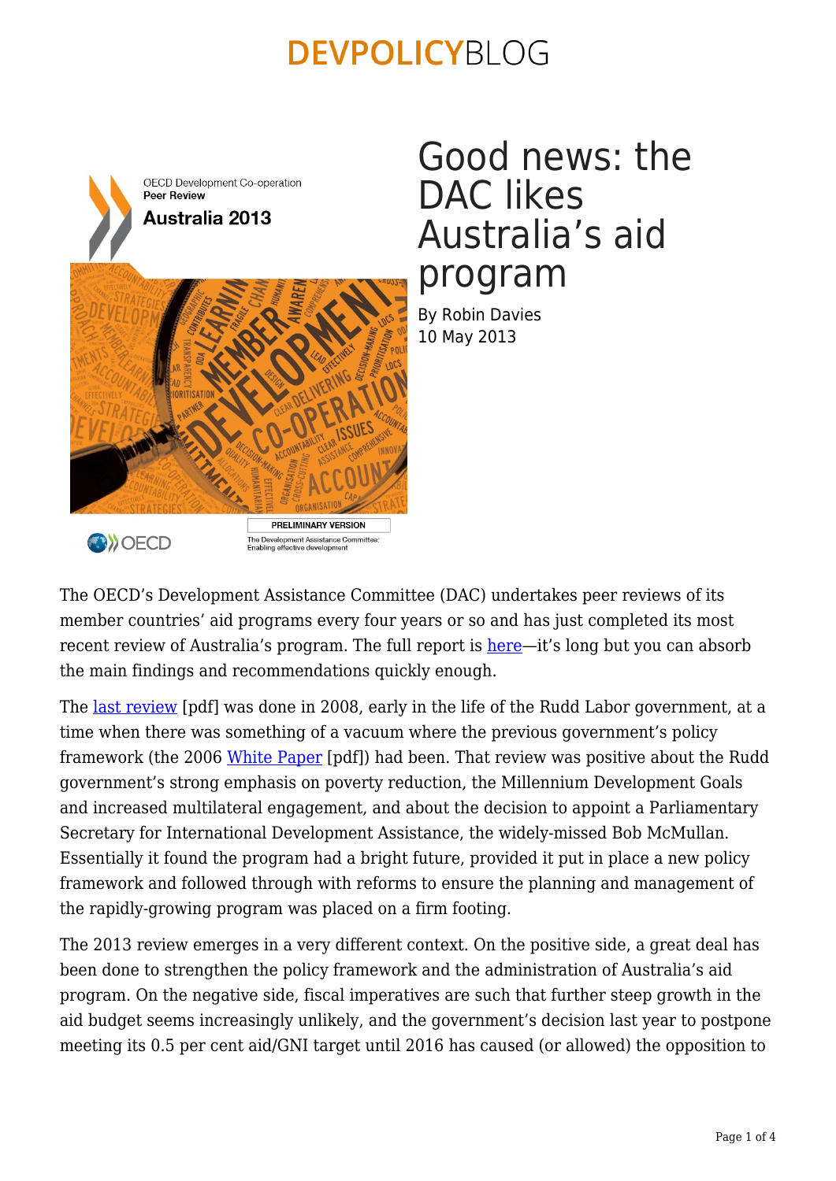# Good news: the DAC likes Australia's aid program

By Robin Davies
10 May 2013

The OECD's Development Assistance Committee (DAC) undertakes peer reviews of its member countries' aid programs every four years or so and has just completed its most recent review of Australia's program. The full report is here—it's long but you can absorb the main findings and recommendations quickly enough.

The last review [pdf] was done in 2008, early in the life of the Rudd Labor government, at a time when there was something of a vacuum where the previous government's policy framework (the 2006 White Paper [pdf]) had been. That review was positive about the Rudd government's strong emphasis on poverty reduction, the Millennium Development Goals and increased multilateral engagement, and about the decision to appoint a Parliamentary Secretary for International Development Assistance, the widely-missed Bob McMullan. Essentially it found the program had a bright future, provided it put in place a new policy framework and followed through with reforms to ensure the planning and management of the rapidly-growing program was placed on a firm footing.

The 2013 review emerges in a very different context. On the positive side, a great deal has been done to strengthen the policy framework and the administration of Australia's aid program. On the negative side, fiscal imperatives are such that further steep growth in the aid budget seems increasingly unlikely, and the government's decision last year to postpone meeting its 0.5 per cent aid/GNI target until 2016 has caused (or allowed) the opposition to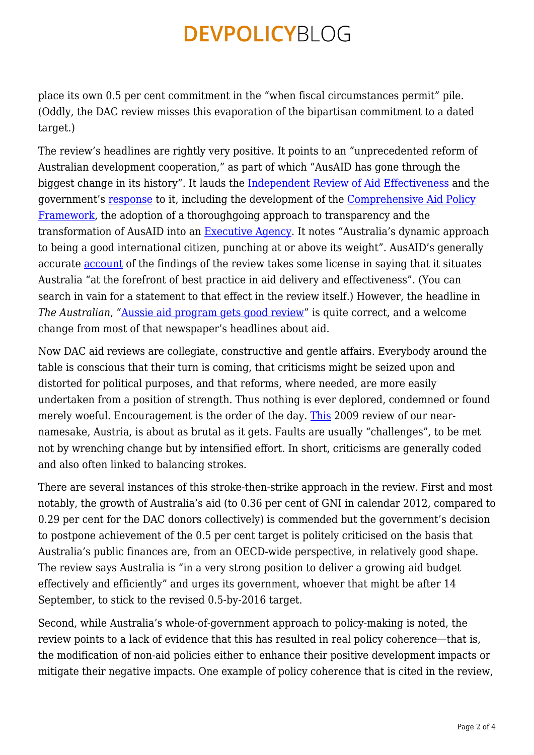place its own 0.5 per cent commitment in the "when fiscal circumstances permit" pile. (Oddly, the DAC review misses this evaporation of the bipartisan commitment to a dated target.)

The review's headlines are rightly very positive. It points to an "unprecedented reform of Australian development cooperation," as part of which "AusAID has gone through the biggest change in its history". It lauds the Independent Review of Aid Effectiveness and the government's response to it, including the development of the Comprehensive Aid Policy Framework, the adoption of a thoroughgoing approach to transparency and the transformation of AusAID into an Executive Agency. It notes "Australia's dynamic approach to being a good international citizen, punching at or above its weight". AusAID's generally accurate account of the findings of the review takes some license in saying that it situates Australia "at the forefront of best practice in aid delivery and effectiveness". (You can search in vain for a statement to that effect in the review itself.) However, the headline in *The Australian*, "Aussie aid program gets good review" is quite correct, and a welcome change from most of that newspaper's headlines about aid.

Now DAC aid reviews are collegiate, constructive and gentle affairs. Everybody around the table is conscious that their turn is coming, that criticisms might be seized upon and distorted for political purposes, and that reforms, where needed, are more easily undertaken from a position of strength. Thus nothing is ever deplored, condemned or found merely woeful. Encouragement is the order of the day. This 2009 review of our near-namesake, Austria, is about as brutal as it gets. Faults are usually "challenges", to be met not by wrenching change but by intensified effort. In short, criticisms are generally coded and also often linked to balancing strokes.

There are several instances of this stroke-then-strike approach in the review. First and most notably, the growth of Australia's aid (to 0.36 per cent of GNI in calendar 2012, compared to 0.29 per cent for the DAC donors collectively) is commended but the government's decision to postpone achievement of the 0.5 per cent target is politely criticised on the basis that Australia's public finances are, from an OECD-wide perspective, in relatively good shape. The review says Australia is "in a very strong position to deliver a growing aid budget effectively and efficiently" and urges its government, whoever that might be after 14 September, to stick to the revised 0.5-by-2016 target.

Second, while Australia's whole-of-government approach to policy-making is noted, the review points to a lack of evidence that this has resulted in real policy coherence—that is, the modification of non-aid policies either to enhance their positive development impacts or mitigate their negative impacts. One example of policy coherence that is cited in the review,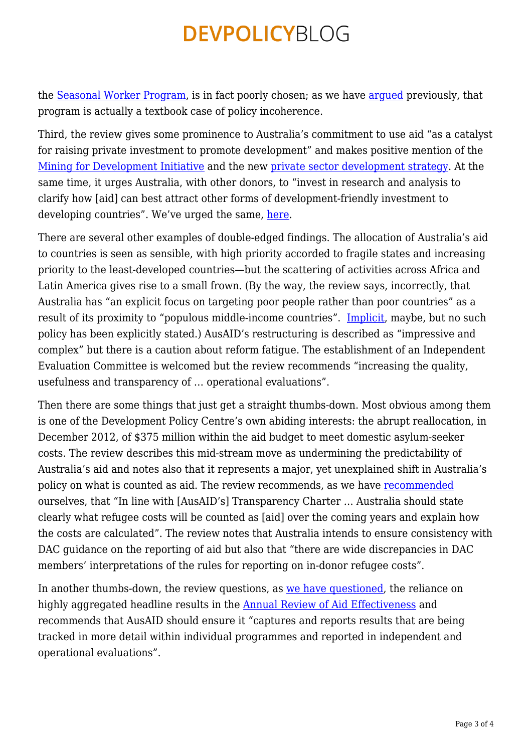the [Seasonal Worker Program](), is in fact poorly chosen; as we have [argued]() previously, that program is actually a textbook case of policy incoherence.

Third, the review gives some prominence to Australia's commitment to use aid "as a catalyst for raising private investment to promote development" and makes positive mention of the [Mining for Development Initiative]() and the new [private sector development strategy](). At the same time, it urges Australia, with other donors, to "invest in research and analysis to clarify how [aid] can best attract other forms of development-friendly investment to developing countries". We've urged the same, [here]().

There are several other examples of double-edged findings. The allocation of Australia's aid to countries is seen as sensible, with high priority accorded to fragile states and increasing priority to the least-developed countries—but the scattering of activities across Africa and Latin America gives rise to a small frown. (By the way, the review says, incorrectly, that Australia has "an explicit focus on targeting poor people rather than poor countries" as a result of its proximity to "populous middle-income countries". [Implicit](), maybe, but no such policy has been explicitly stated.) AusAID's restructuring is described as "impressive and complex" but there is a caution about reform fatigue. The establishment of an Independent Evaluation Committee is welcomed but the review recommends "increasing the quality, usefulness and transparency of … operational evaluations".

Then there are some things that just get a straight thumbs-down. Most obvious among them is one of the Development Policy Centre's own abiding interests: the abrupt reallocation, in December 2012, of $375 million within the aid budget to meet domestic asylum-seeker costs. The review describes this mid-stream move as undermining the predictability of Australia's aid and notes also that it represents a major, yet unexplained shift in Australia's policy on what is counted as aid. The review recommends, as we have [recommended]() ourselves, that "In line with [AusAID's] Transparency Charter … Australia should state clearly what refugee costs will be counted as [aid] over the coming years and explain how the costs are calculated". The review notes that Australia intends to ensure consistency with DAC guidance on the reporting of aid but also that "there are wide discrepancies in DAC members' interpretations of the rules for reporting on in-donor refugee costs".

In another thumbs-down, the review questions, as [we have questioned](), the reliance on highly aggregated headline results in the [Annual Review of Aid Effectiveness]() and recommends that AusAID should ensure it "captures and reports results that are being tracked in more detail within individual programmes and reported in independent and operational evaluations".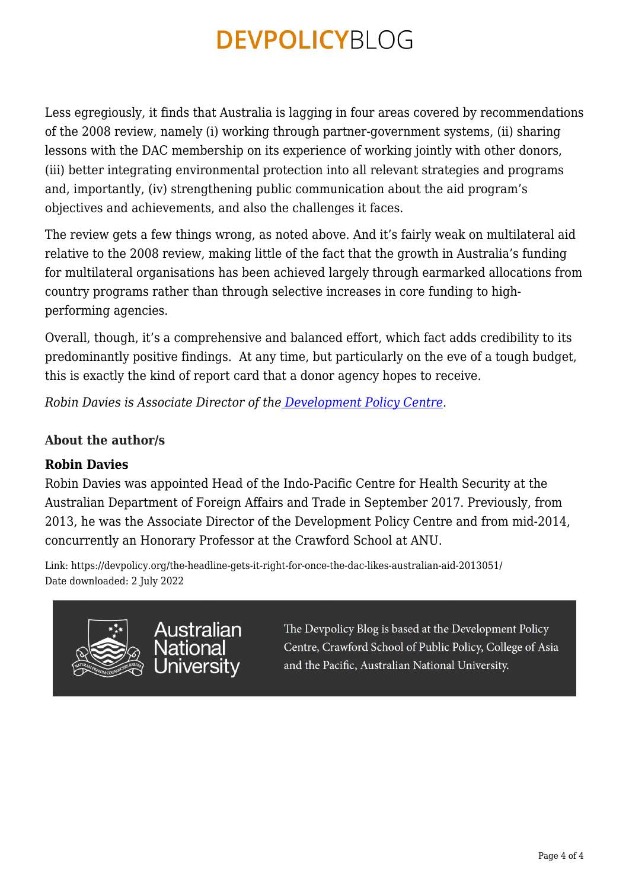Less egregiously, it finds that Australia is lagging in four areas covered by recommendations of the 2008 review, namely (i) working through partner-government systems, (ii) sharing lessons with the DAC membership on its experience of working jointly with other donors, (iii) better integrating environmental protection into all relevant strategies and programs and, importantly, (iv) strengthening public communication about the aid program's objectives and achievements, and also the challenges it faces.

The review gets a few things wrong, as noted above. And it's fairly weak on multilateral aid relative to the 2008 review, making little of the fact that the growth in Australia's funding for multilateral organisations has been achieved largely through earmarked allocations from country programs rather than through selective increases in core funding to high-performing agencies.

Overall, though, it's a comprehensive and balanced effort, which fact adds credibility to its predominantly positive findings. At any time, but particularly on the eve of a tough budget, this is exactly the kind of report card that a donor agency hopes to receive.

*Robin Davies is Associate Director of the [Development Policy Centre](https://devpolicy.org).*

### About the author/s

**Robin Davies**
Robin Davies was appointed Head of the Indo-Pacific Centre for Health Security at the Australian Department of Foreign Affairs and Trade in September 2017. Previously, from 2013, he was the Associate Director of the Development Policy Centre and from mid-2014, concurrently an Honorary Professor at the Crawford School at ANU.

Link: https://devpolicy.org/the-headline-gets-it-right-for-once-the-dac-likes-australian-aid-2013051/
Date downloaded: 2 July 2022

Australian National University

The Devpolicy Blog is based at the Development Policy Centre, Crawford School of Public Policy, College of Asia and the Pacific, Australian National University.